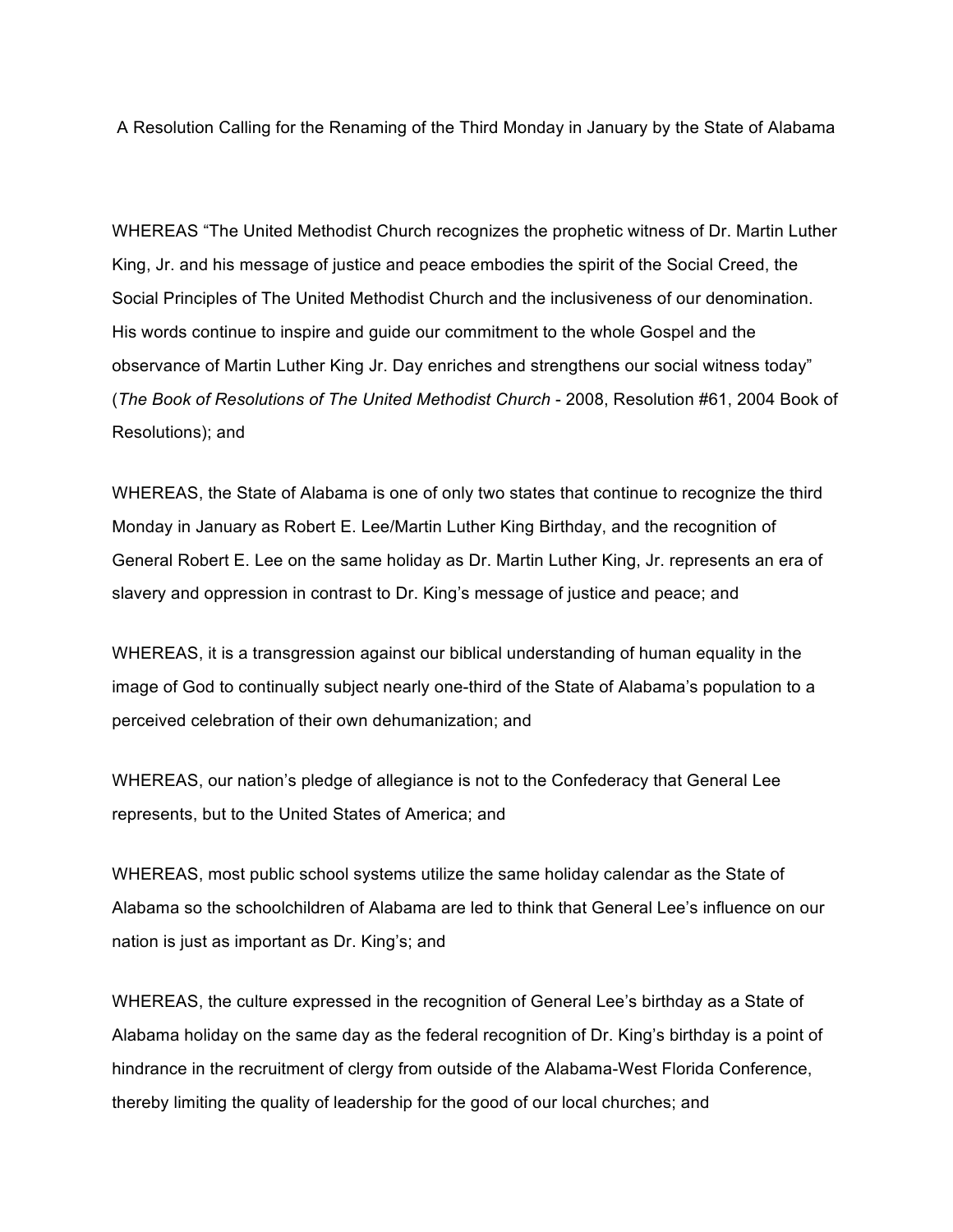# A Resolution Calling for the Renaming of the Third Monday in January by the State of Alabama

WHEREAS "The United Methodist Church recognizes the prophetic witness of Dr. Martin Luther King, Jr. and his message of justice and peace embodies the spirit of the Social Creed, the Social Principles of The United Methodist Church and the inclusiveness of our denomination. His words continue to inspire and guide our commitment to the whole Gospel and the observance of Martin Luther King Jr. Day enriches and strengthens our social witness today" (*The Book of Resolutions of The United Methodist Church* - 2008, Resolution #61, 2004 Book of Resolutions); and

WHEREAS, the State of Alabama is one of only two states that continue to recognize the third Monday in January as Robert E. Lee/Martin Luther King Birthday, and the recognition of General Robert E. Lee on the same holiday as Dr. Martin Luther King, Jr. represents an era of slavery and oppression in contrast to Dr. King's message of justice and peace; and

WHEREAS, it is a transgression against our biblical understanding of human equality in the image of God to continually subject nearly one-third of the State of Alabama's population to a perceived celebration of their own dehumanization; and

WHEREAS, our nation's pledge of allegiance is not to the Confederacy that General Lee represents, but to the United States of America; and

WHEREAS, most public school systems utilize the same holiday calendar as the State of Alabama so the schoolchildren of Alabama are led to think that General Lee's influence on our nation is just as important as Dr. King's; and

WHEREAS, the culture expressed in the recognition of General Lee's birthday as a State of Alabama holiday on the same day as the federal recognition of Dr. King's birthday is a point of hindrance in the recruitment of clergy from outside of the Alabama-West Florida Conference, thereby limiting the quality of leadership for the good of our local churches; and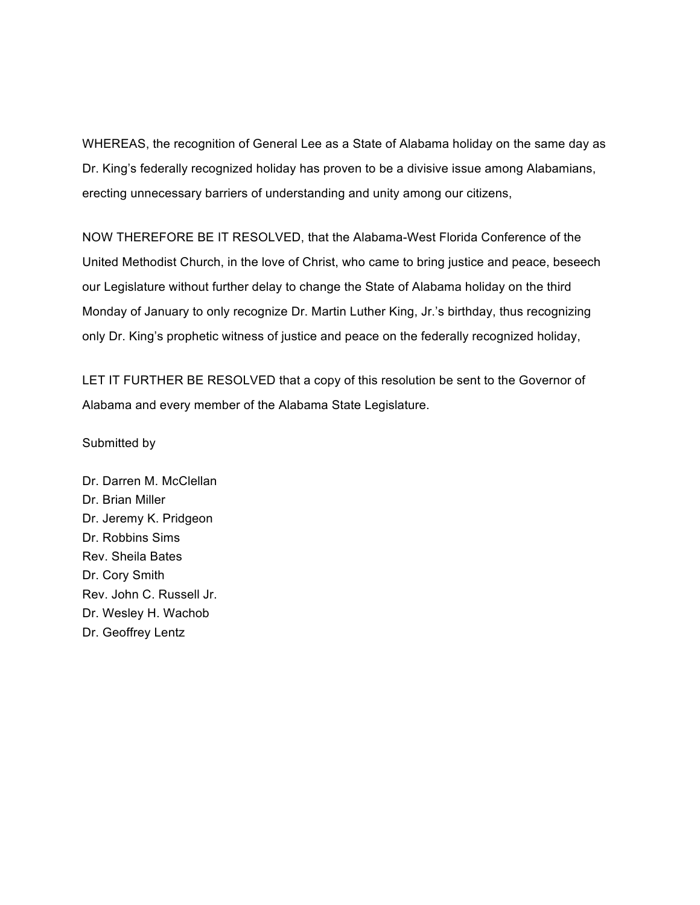WHEREAS, the recognition of General Lee as a State of Alabama holiday on the same day as Dr. King's federally recognized holiday has proven to be a divisive issue among Alabamians, erecting unnecessary barriers of understanding and unity among our citizens,

NOW THEREFORE BE IT RESOLVED, that the Alabama-West Florida Conference of the United Methodist Church, in the love of Christ, who came to bring justice and peace, beseech our Legislature without further delay to change the State of Alabama holiday on the third Monday of January to only recognize Dr. Martin Luther King, Jr.'s birthday, thus recognizing only Dr. King's prophetic witness of justice and peace on the federally recognized holiday,

LET IT FURTHER BE RESOLVED that a copy of this resolution be sent to the Governor of Alabama and every member of the Alabama State Legislature.

Submitted by

Dr. Darren M. McClellan  
Dr. Brian Miller  
Dr. Jeremy K. Pridgeon  
Dr. Robbins Sims  
Rev. Sheila Bates  
Dr. Cory Smith  
Rev. John C. Russell Jr.  
Dr. Wesley H. Wachob  
Dr. Geoffrey Lentz